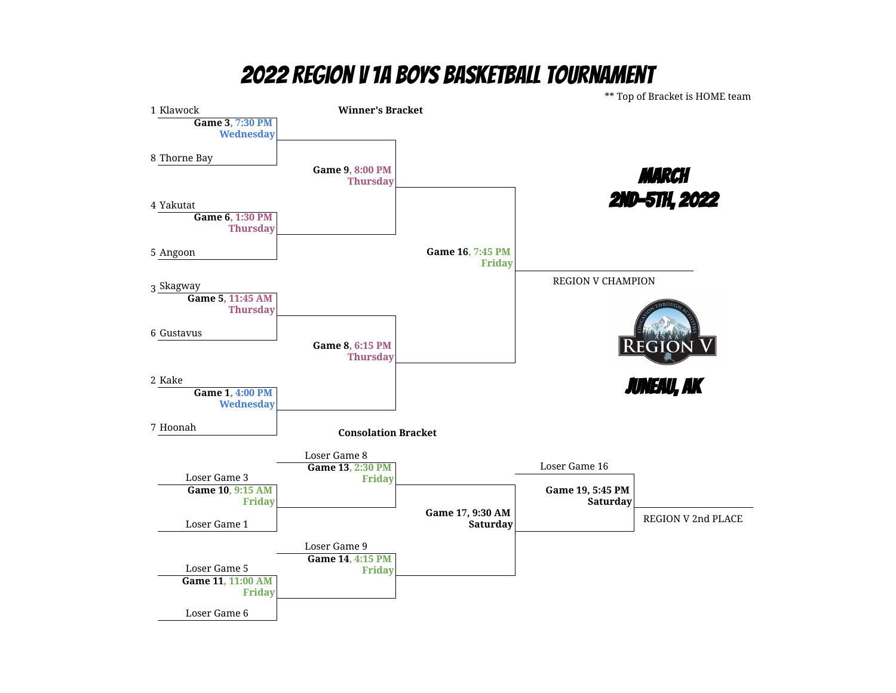# 2022 REGION V 1A BOYS BASKETBALL TOURNAMENT

** Top of Bracket is HOME team

**MARCH 2ND-5TH, 2022**

**JUNEAU, AK**

## Winner's Bracket

1 Klawock
**Game 3**, 7:30 PM Wednesday
8 Thorne Bay

4 Yakutat
**Game 6**, 1:30 PM Thursday
5 Angoon

3 Skagway
**Game 5**, 11:45 AM Thursday
6 Gustavus

2 Kake
**Game 1**, 4:00 PM Wednesday
7 Hoonah

**Game 9**, 8:00 PM Thursday

**Game 8**, 6:15 PM Thursday

**Game 16**, 7:45 PM Friday

REGION V CHAMPION

REGION V

## Consolation Bracket

Loser Game 3
**Game 10**, 9:15 AM Friday
Loser Game 1

Loser Game 5
**Game 11**, 11:00 AM Friday
Loser Game 6

Loser Game 8
**Game 13**, 2:30 PM Friday

Loser Game 9
**Game 14**, 4:15 PM Friday

**Game 17, 9:30 AM Saturday**

Loser Game 16
**Game 19, 5:45 PM Saturday**

REGION V 2nd PLACE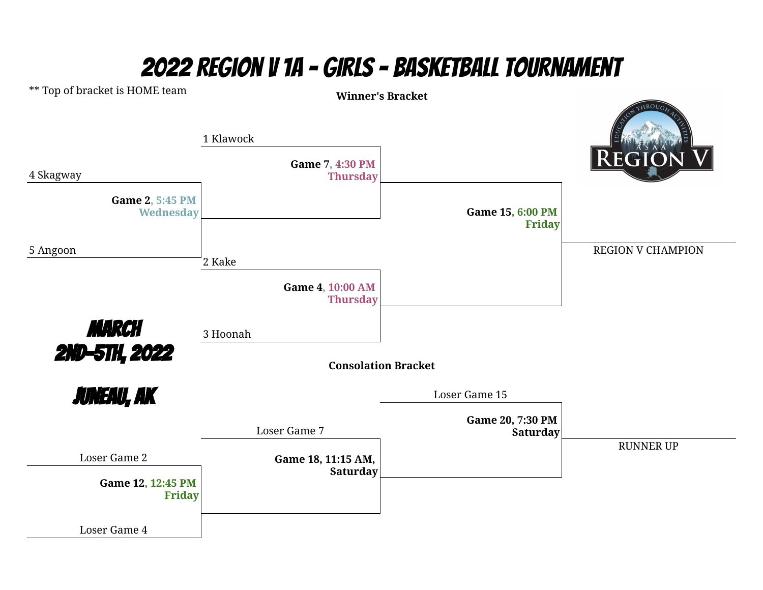# 2022 Region V 1A - Girls - Basketball Tournament

** Top of bracket is HOME team

**Winner's Bracket**

1 Klawock

4 Skagway

**Game 2, 5:45 PM Wednesday**

5 Angoon

**Game 7, 4:30 PM Thursday**

2 Kake

**Game 4, 10:00 AM Thursday**

3 Hoonah

**Game 15, 6:00 PM Friday**

REGION V CHAMPION

**Consolation Bracket**

Loser Game 2

**Game 12, 12:45 PM Friday**

Loser Game 4

Loser Game 7

**Game 18, 11:15 AM, Saturday**

Loser Game 15

**Game 20, 7:30 PM Saturday**

RUNNER UP

March 2nd-5th, 2022

Juneau, AK